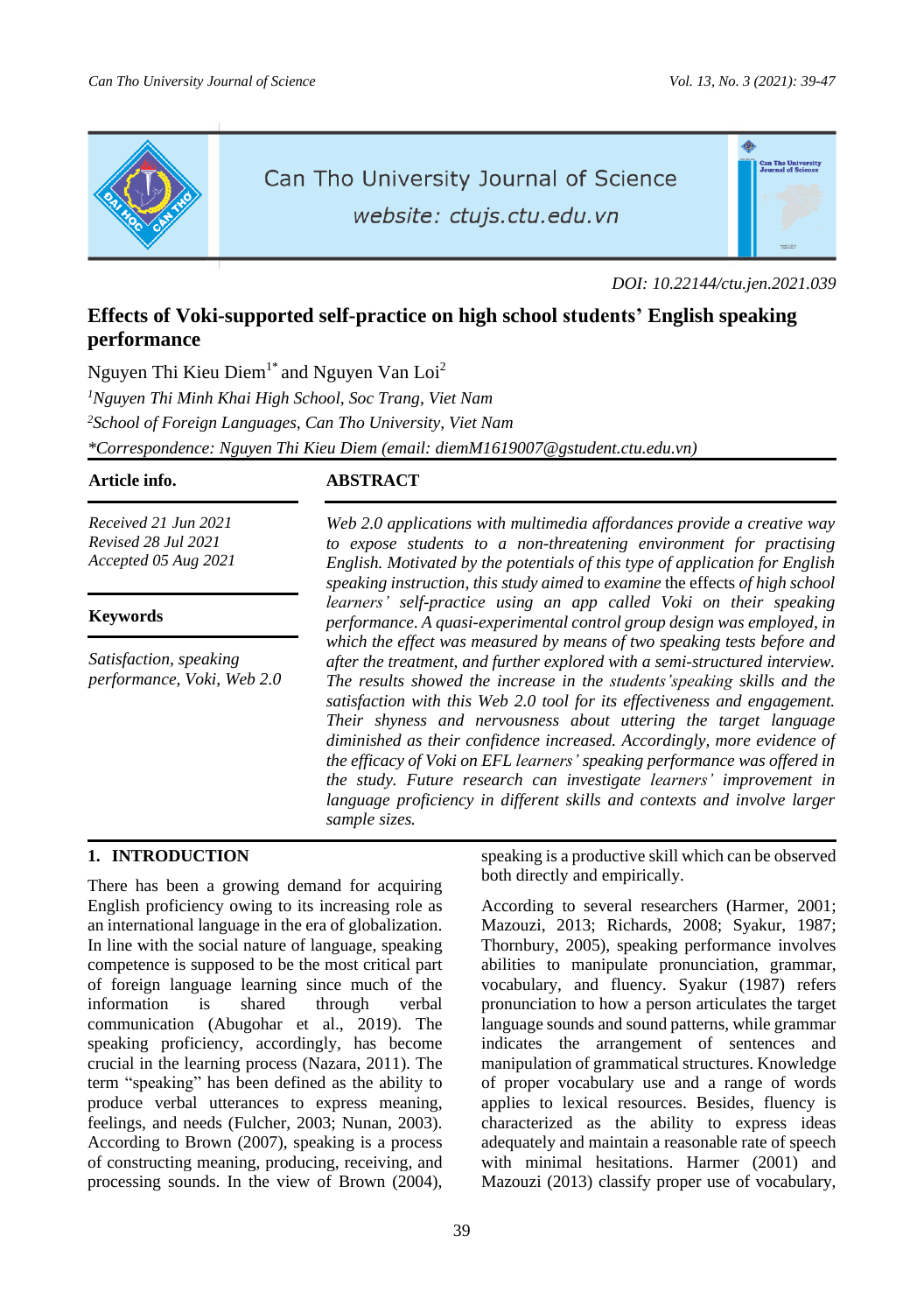DOI: 10.22144/ctu.jen.2021.039

# Effects of Voki-supported self-practice on high school students' English speaking performance

Nguyen Thi Kieu Diem[1*] and Nguyen Van Loi[2]

[1]*Nguyen Thi Minh Khai High School, Soc Trang, Viet Nam*

[2]*School of Foreign Languages, Can Tho University, Viet Nam*

*\*Correspondence: Nguyen Thi Kieu Diem (email: diemM1619007@gstudent.ctu.edu.vn)*

**Article info.**

*Received 21 Jun 2021*
*Revised 28 Jul 2021*
*Accepted 05 Aug 2021*

**Keywords**

*Satisfaction, speaking performance, Voki, Web 2.0*

**ABSTRACT**

*Web 2.0 applications with multimedia affordances provide a creative way to expose students to a non-threatening environment for practising English. Motivated by the potentials of this type of application for English speaking instruction, this study aimed* to *examine* the effects *of high school learners' self-practice using an app called Voki on their speaking performance. A quasi-experimental control group design was employed, in which the effect was measured by means of two speaking tests before and after the treatment, and further explored with a semi-structured interview. The results showed the increase in the students'speaking skills and the satisfaction with this Web 2.0 tool for its effectiveness and engagement. Their shyness and nervousness about uttering the target language diminished as their confidence increased. Accordingly, more evidence of the efficacy of Voki on EFL learners' speaking performance was offered in the study. Future research can investigate learners' improvement in language proficiency in different skills and contexts and involve larger sample sizes.*

## 1. INTRODUCTION

There has been a growing demand for acquiring English proficiency owing to its increasing role as an international language in the era of globalization. In line with the social nature of language, speaking competence is supposed to be the most critical part of foreign language learning since much of the information is shared through verbal communication (Abugohar et al., 2019). The speaking proficiency, accordingly, has become crucial in the learning process (Nazara, 2011). The term "speaking" has been defined as the ability to produce verbal utterances to express meaning, feelings, and needs (Fulcher, 2003; Nunan, 2003). According to Brown (2007), speaking is a process of constructing meaning, producing, receiving, and processing sounds. In the view of Brown (2004), speaking is a productive skill which can be observed both directly and empirically.

According to several researchers (Harmer, 2001; Mazouzi, 2013; Richards, 2008; Syakur, 1987; Thornbury, 2005), speaking performance involves abilities to manipulate pronunciation, grammar, vocabulary, and fluency. Syakur (1987) refers pronunciation to how a person articulates the target language sounds and sound patterns, while grammar indicates the arrangement of sentences and manipulation of grammatical structures. Knowledge of proper vocabulary use and a range of words applies to lexical resources. Besides, fluency is characterized as the ability to express ideas adequately and maintain a reasonable rate of speech with minimal hesitations. Harmer (2001) and Mazouzi (2013) classify proper use of vocabulary,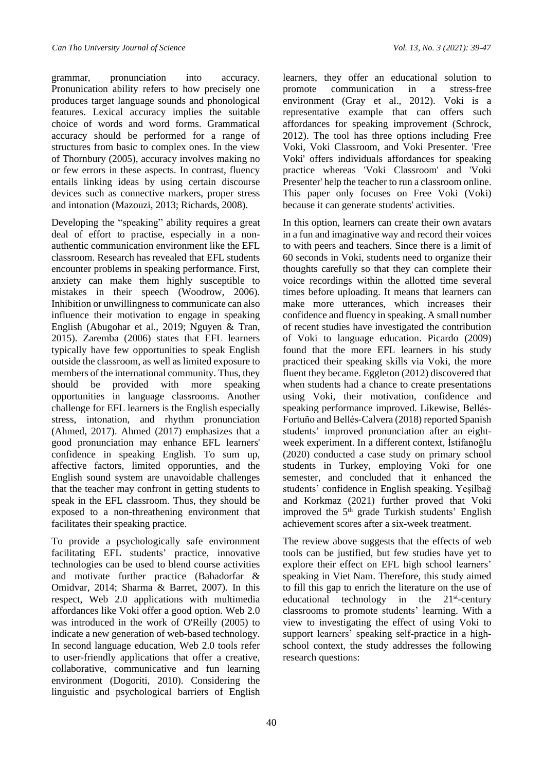grammar, pronunciation into accuracy. Pronunciation ability refers to how precisely one produces target language sounds and phonological features. Lexical accuracy implies the suitable choice of words and word forms. Grammatical accuracy should be performed for a range of structures from basic to complex ones. In the view of Thornbury (2005), accuracy involves making no or few errors in these aspects. In contrast, fluency entails linking ideas by using certain discourse devices such as connective markers, proper stress and intonation (Mazouzi, 2013; Richards, 2008).

Developing the "speaking" ability requires a great deal of effort to practise, especially in a non-authentic communication environment like the EFL classroom. Research has revealed that EFL students encounter problems in speaking performance. First, anxiety can make them highly susceptible to mistakes in their speech (Woodrow, 2006). Inhibition or unwillingness to communicate can also influence their motivation to engage in speaking English (Abugohar et al., 2019; Nguyen & Tran, 2015). Zaremba (2006) states that EFL learners typically have few opportunities to speak English outside the classroom, as well as limited exposure to members of the international community. Thus, they should be provided with more speaking opportunities in language classrooms. Another challenge for EFL learners is the English especially stress, intonation, and rhythm pronunciation (Ahmed, 2017). Ahmed (2017) emphasizes that a good pronunciation may enhance EFL learners' confidence in speaking English. To sum up, affective factors, limited opporunties, and the English sound system are unavoidable challenges that the teacher may confront in getting students to speak in the EFL classroom. Thus, they should be exposed to a non-threathening environment that facilitates their speaking practice.

To provide a psychologically safe environment facilitating EFL students' practice, innovative technologies can be used to blend course activities and motivate further practice (Bahadorfar & Omidvar, 2014; Sharma & Barret, 2007). In this respect, Web 2.0 applications with multimedia affordances like Voki offer a good option. Web 2.0 was introduced in the work of O'Reilly (2005) to indicate a new generation of web-based technology. In second language education, Web 2.0 tools refer to user-friendly applications that offer a creative, collaborative, communicative and fun learning environment (Dogoriti, 2010). Considering the linguistic and psychological barriers of English learners, they offer an educational solution to promote communication in a stress-free environment (Gray et al., 2012). Voki is a representative example that can offers such affordances for speaking improvement (Schrock, 2012). The tool has three options including Free Voki, Voki Classroom, and Voki Presenter. 'Free Voki' offers individuals affordances for speaking practice whereas 'Voki Classroom' and 'Voki Presenter' help the teacher to run a classroom online. This paper only focuses on Free Voki (Voki) because it can generate students' activities.

In this option, learners can create their own avatars in a fun and imaginative way and record their voices to with peers and teachers. Since there is a limit of 60 seconds in Voki, students need to organize their thoughts carefully so that they can complete their voice recordings within the allotted time several times before uploading. It means that learners can make more utterances, which increases their confidence and fluency in speaking. A small number of recent studies have investigated the contribution of Voki to language education. Picardo (2009) found that the more EFL learners in his study practiced their speaking skills via Voki, the more fluent they became. Eggleton (2012) discovered that when students had a chance to create presentations using Voki, their motivation, confidence and speaking performance improved. Likewise, Bellés-Fortuño and Bellés-Calvera (2018) reported Spanish students' improved pronunciation after an eight-week experiment. In a different context, İstifanoğlu (2020) conducted a case study on primary school students in Turkey, employing Voki for one semester, and concluded that it enhanced the students' confidence in English speaking. Yeşilbağ and Korkmaz (2021) further proved that Voki improved the 5th grade Turkish students' English achievement scores after a six-week treatment.

The review above suggests that the effects of web tools can be justified, but few studies have yet to explore their effect on EFL high school learners' speaking in Viet Nam. Therefore, this study aimed to fill this gap to enrich the literature on the use of educational technology in the 21st-century classrooms to promote students' learning. With a view to investigating the effect of using Voki to support learners' speaking self-practice in a high-school context, the study addresses the following research questions: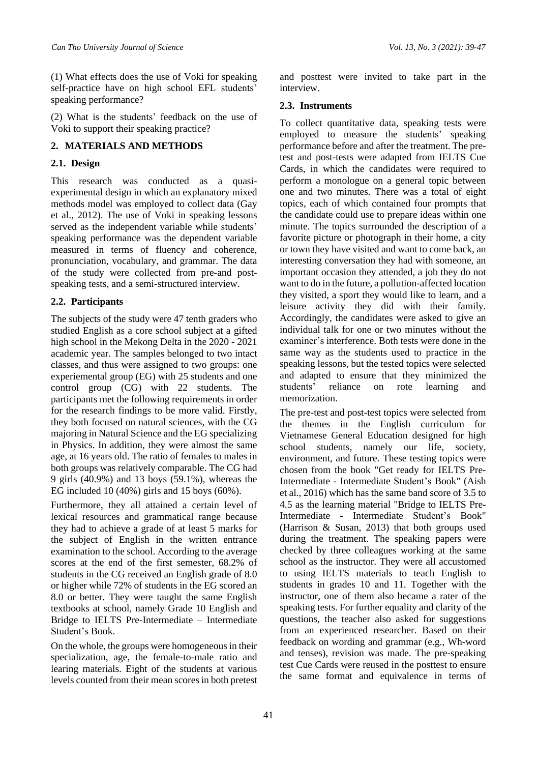(1) What effects does the use of Voki for speaking self-practice have on high school EFL students' speaking performance?

(2) What is the students' feedback on the use of Voki to support their speaking practice?

## 2. MATERIALS AND METHODS

### 2.1. Design

This research was conducted as a quasi-experimental design in which an explanatory mixed methods model was employed to collect data (Gay et al., 2012). The use of Voki in speaking lessons served as the independent variable while students' speaking performance was the dependent variable measured in terms of fluency and coherence, pronunciation, vocabulary, and grammar. The data of the study were collected from pre-and post-speaking tests, and a semi-structured interview.

### 2.2. Participants

The subjects of the study were 47 tenth graders who studied English as a core school subject at a gifted high school in the Mekong Delta in the 2020 - 2021 academic year. The samples belonged to two intact classes, and thus were assigned to two groups: one experiemental group (EG) with 25 students and one control group (CG) with 22 students. The participants met the following requirements in order for the research findings to be more valid. Firstly, they both focused on natural sciences, with the CG majoring in Natural Science and the EG specializing in Physics. In addition, they were almost the same age, at 16 years old. The ratio of females to males in both groups was relatively comparable. The CG had 9 girls (40.9%) and 13 boys (59.1%), whereas the EG included 10 (40%) girls and 15 boys (60%).

Furthermore, they all attained a certain level of lexical resources and grammatical range because they had to achieve a grade of at least 5 marks for the subject of English in the written entrance examination to the school. According to the average scores at the end of the first semester, 68.2% of students in the CG received an English grade of 8.0 or higher while 72% of students in the EG scored an 8.0 or better. They were taught the same English textbooks at school, namely Grade 10 English and Bridge to IELTS Pre-Intermediate – Intermediate Student's Book.

On the whole, the groups were homogeneous in their specialization, age, the female-to-male ratio and learing materials. Eight of the students at various levels counted from their mean scores in both pretest and posttest were invited to take part in the interview.

### 2.3. Instruments

To collect quantitative data, speaking tests were employed to measure the students' speaking performance before and after the treatment. The pre-test and post-tests were adapted from IELTS Cue Cards, in which the candidates were required to perform a monologue on a general topic between one and two minutes. There was a total of eight topics, each of which contained four prompts that the candidate could use to prepare ideas within one minute. The topics surrounded the description of a favorite picture or photograph in their home, a city or town they have visited and want to come back, an interesting conversation they had with someone, an important occasion they attended, a job they do not want to do in the future, a pollution-affected location they visited, a sport they would like to learn, and a leisure activity they did with their family. Accordingly, the candidates were asked to give an individual talk for one or two minutes without the examiner's interference. Both tests were done in the same way as the students used to practice in the speaking lessons, but the tested topics were selected and adapted to ensure that they minimized the students' reliance on rote learning and memorization.

The pre-test and post-test topics were selected from the themes in the English curriculum for Vietnamese General Education designed for high school students, namely our life, society, environment, and future. These testing topics were chosen from the book "Get ready for IELTS Pre-Intermediate - Intermediate Student's Book" (Aish et al., 2016) which has the same band score of 3.5 to 4.5 as the learning material "Bridge to IELTS Pre-Intermediate - Intermediate Student's Book" (Harrison & Susan, 2013) that both groups used during the treatment. The speaking papers were checked by three colleagues working at the same school as the instructor. They were all accustomed to using IELTS materials to teach English to students in grades 10 and 11. Together with the instructor, one of them also became a rater of the speaking tests. For further equality and clarity of the questions, the teacher also asked for suggestions from an experienced researcher. Based on their feedback on wording and grammar (e.g., Wh-word and tenses), revision was made. The pre-speaking test Cue Cards were reused in the posttest to ensure the same format and equivalence in terms of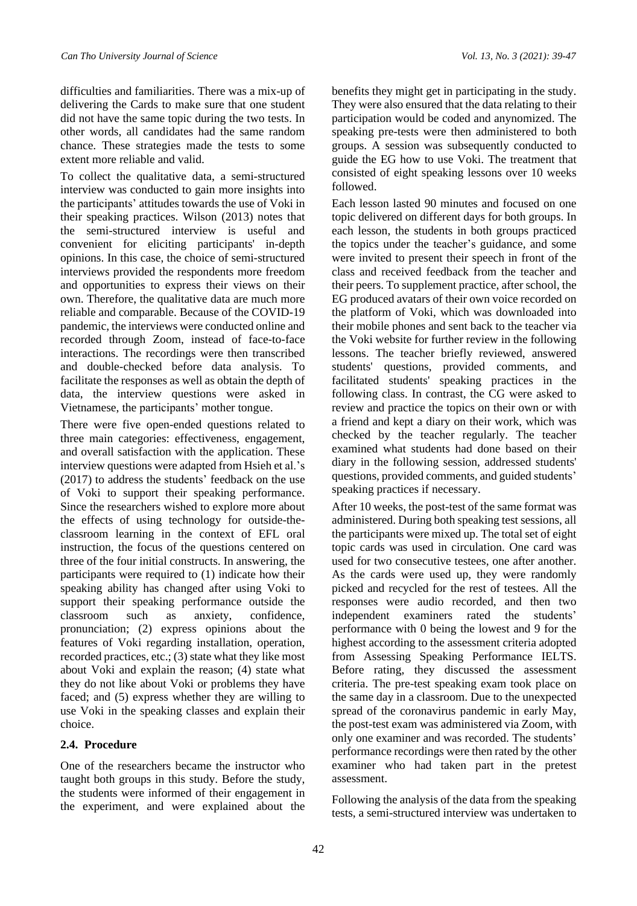difficulties and familiarities. There was a mix-up of delivering the Cards to make sure that one student did not have the same topic during the two tests. In other words, all candidates had the same random chance. These strategies made the tests to some extent more reliable and valid.

To collect the qualitative data, a semi-structured interview was conducted to gain more insights into the participants' attitudes towards the use of Voki in their speaking practices. Wilson (2013) notes that the semi-structured interview is useful and convenient for eliciting participants' in-depth opinions. In this case, the choice of semi-structured interviews provided the respondents more freedom and opportunities to express their views on their own. Therefore, the qualitative data are much more reliable and comparable. Because of the COVID-19 pandemic, the interviews were conducted online and recorded through Zoom, instead of face-to-face interactions. The recordings were then transcribed and double-checked before data analysis. To facilitate the responses as well as obtain the depth of data, the interview questions were asked in Vietnamese, the participants' mother tongue.

There were five open-ended questions related to three main categories: effectiveness, engagement, and overall satisfaction with the application. These interview questions were adapted from Hsieh et al.'s (2017) to address the students' feedback on the use of Voki to support their speaking performance. Since the researchers wished to explore more about the effects of using technology for outside-the-classroom learning in the context of EFL oral instruction, the focus of the questions centered on three of the four initial constructs. In answering, the participants were required to (1) indicate how their speaking ability has changed after using Voki to support their speaking performance outside the classroom such as anxiety, confidence, pronunciation; (2) express opinions about the features of Voki regarding installation, operation, recorded practices, etc.; (3) state what they like most about Voki and explain the reason; (4) state what they do not like about Voki or problems they have faced; and (5) express whether they are willing to use Voki in the speaking classes and explain their choice.

## 2.4. Procedure

One of the researchers became the instructor who taught both groups in this study. Before the study, the students were informed of their engagement in the experiment, and were explained about the benefits they might get in participating in the study. They were also ensured that the data relating to their participation would be coded and anynomized. The speaking pre-tests were then administered to both groups. A session was subsequently conducted to guide the EG how to use Voki. The treatment that consisted of eight speaking lessons over 10 weeks followed.

Each lesson lasted 90 minutes and focused on one topic delivered on different days for both groups. In each lesson, the students in both groups practiced the topics under the teacher's guidance, and some were invited to present their speech in front of the class and received feedback from the teacher and their peers. To supplement practice, after school, the EG produced avatars of their own voice recorded on the platform of Voki, which was downloaded into their mobile phones and sent back to the teacher via the Voki website for further review in the following lessons. The teacher briefly reviewed, answered students' questions, provided comments, and facilitated students' speaking practices in the following class. In contrast, the CG were asked to review and practice the topics on their own or with a friend and kept a diary on their work, which was checked by the teacher regularly. The teacher examined what students had done based on their diary in the following session, addressed students' questions, provided comments, and guided students' speaking practices if necessary.

After 10 weeks, the post-test of the same format was administered. During both speaking test sessions, all the participants were mixed up. The total set of eight topic cards was used in circulation. One card was used for two consecutive testees, one after another. As the cards were used up, they were randomly picked and recycled for the rest of testees. All the responses were audio recorded, and then two independent examiners rated the students' performance with 0 being the lowest and 9 for the highest according to the assessment criteria adopted from Assessing Speaking Performance IELTS. Before rating, they discussed the assessment criteria. The pre-test speaking exam took place on the same day in a classroom. Due to the unexpected spread of the coronavirus pandemic in early May, the post-test exam was administered via Zoom, with only one examiner and was recorded. The students' performance recordings were then rated by the other examiner who had taken part in the pretest assessment.

Following the analysis of the data from the speaking tests, a semi-structured interview was undertaken to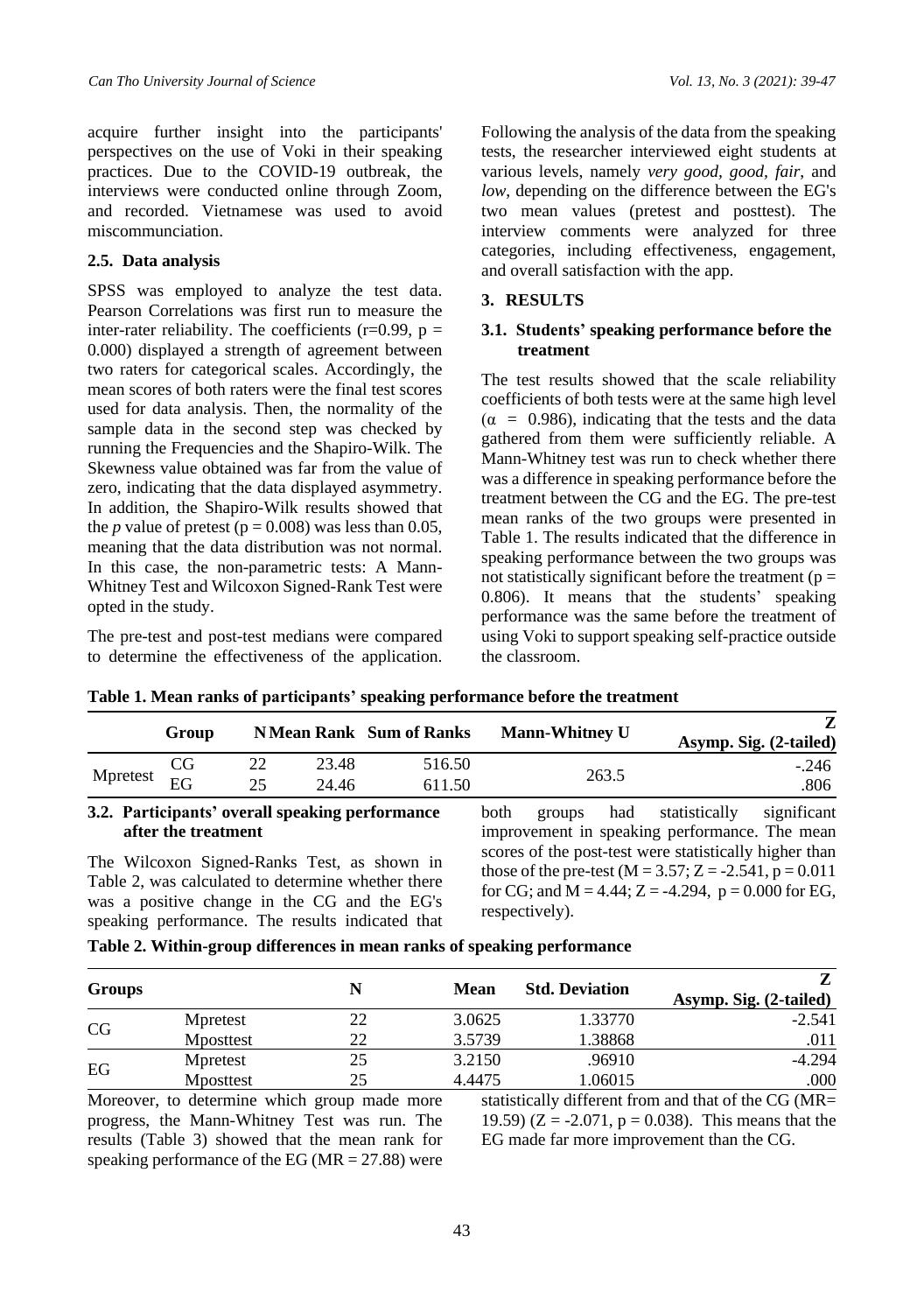acquire further insight into the participants' perspectives on the use of Voki in their speaking practices. Due to the COVID-19 outbreak, the interviews were conducted online through Zoom, and recorded. Vietnamese was used to avoid miscommunciation.

### 2.5. Data analysis

SPSS was employed to analyze the test data. Pearson Correlations was first run to measure the inter-rater reliability. The coefficients (r=0.99, p = 0.000) displayed a strength of agreement between two raters for categorical scales. Accordingly, the mean scores of both raters were the final test scores used for data analysis. Then, the normality of the sample data in the second step was checked by running the Frequencies and the Shapiro-Wilk. The Skewness value obtained was far from the value of zero, indicating that the data displayed asymmetry. In addition, the Shapiro-Wilk results showed that the *p* value of pretest (p = 0.008) was less than 0.05, meaning that the data distribution was not normal. In this case, the non-parametric tests: A Mann-Whitney Test and Wilcoxon Signed-Rank Test were opted in the study.

The pre-test and post-test medians were compared to determine the effectiveness of the application. Following the analysis of the data from the speaking tests, the researcher interviewed eight students at various levels, namely *very good, good, fair*, and *low*, depending on the difference between the EG's two mean values (pretest and posttest). The interview comments were analyzed for three categories, including effectiveness, engagement, and overall satisfaction with the app.

## 3. RESULTS

### 3.1. Students' speaking performance before the treatment

The test results showed that the scale reliability coefficients of both tests were at the same high level (α = 0.986), indicating that the tests and the data gathered from them were sufficiently reliable. A Mann-Whitney test was run to check whether there was a difference in speaking performance before the treatment between the CG and the EG. The pre-test mean ranks of the two groups were presented in Table 1. The results indicated that the difference in speaking performance between the two groups was not statistically significant before the treatment (p = 0.806). It means that the students' speaking performance was the same before the treatment of using Voki to support speaking self-practice outside the classroom.

**Table 1. Mean ranks of participants' speaking performance before the treatment**

| | Group | N | Mean Rank | Sum of Ranks | Mann-Whitney U | Z<br>Asymp. Sig. (2-tailed) |
|---|---|---|---|---|---|---|
| Mpretest | CG | 22 | 23.48 | 516.50 | 263.5 | -.246 |
| | EG | 25 | 24.46 | 611.50 | | .806 |

### 3.2. Participants' overall speaking performance after the treatment

The Wilcoxon Signed-Ranks Test, as shown in Table 2, was calculated to determine whether there was a positive change in the CG and the EG's speaking performance. The results indicated that both groups had statistically significant improvement in speaking performance. The mean scores of the post-test were statistically higher than those of the pre-test (M = 3.57; Z = -2.541, p = 0.011 for CG; and M = 4.44; Z = -4.294, p = 0.000 for EG, respectively).

**Table 2. Within-group differences in mean ranks of speaking performance**

| Groups | | N | Mean | Std. Deviation | Z<br>Asymp. Sig. (2-tailed) |
|---|---|---|---|---|---|
| CG | Mpretest | 22 | 3.0625 | 1.33770 | -2.541 |
| | Mposttest | 22 | 3.5739 | 1.38868 | .011 |
| EG | Mpretest | 25 | 3.2150 | .96910 | -4.294 |
| | Mposttest | 25 | 4.4475 | 1.06015 | .000 |

Moreover, to determine which group made more progress, the Mann-Whitney Test was run. The results (Table 3) showed that the mean rank for speaking performance of the EG (MR = 27.88) were statistically different from and that of the CG (MR= 19.59) (Z = -2.071, p = 0.038). This means that the EG made far more improvement than the CG.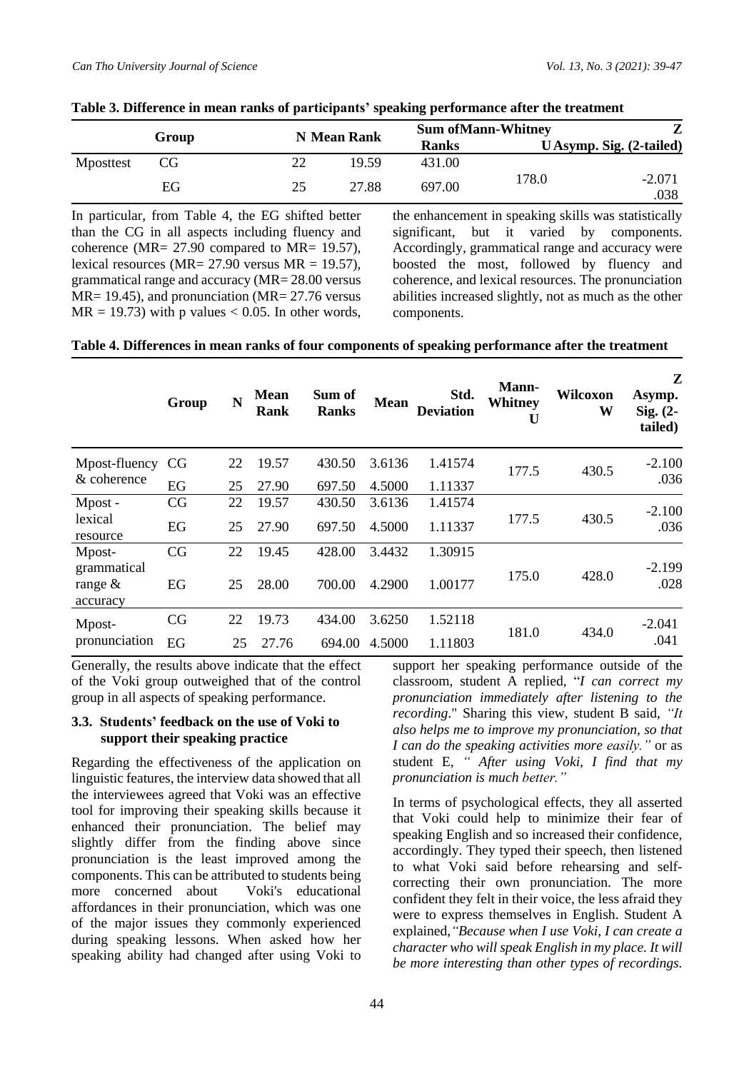**Table 3. Difference in mean ranks of participants' speaking performance after the treatment**

| | Group | N | Mean Rank | Sum of Ranks | Mann-Whitney U | Z Asymp. Sig. (2-tailed) |
|---|---|---|---|---|---|---|
| Mposttest | CG | 22 | 19.59 | 431.00 | 178.0 | -2.071 .038 |
| | EG | 25 | 27.88 | 697.00 | | |

In particular, from Table 4, the EG shifted better than the CG in all aspects including fluency and coherence (MR= 27.90 compared to MR= 19.57), lexical resources (MR= 27.90 versus MR = 19.57), grammatical range and accuracy (MR= 28.00 versus MR= 19.45), and pronunciation (MR= 27.76 versus MR = 19.73) with p values < 0.05. In other words, the enhancement in speaking skills was statistically significant, but it varied by components. Accordingly, grammatical range and accuracy were boosted the most, followed by fluency and coherence, and lexical resources. The pronunciation abilities increased slightly, not as much as the other components.

**Table 4. Differences in mean ranks of four components of speaking performance after the treatment**

| | Group | N | Mean Rank | Sum of Ranks | Mean | Std. Deviation | Mann-Whitney U | Wilcoxon W | Z Asymp. Sig. (2-tailed) |
|---|---|---|---|---|---|---|---|---|---|
| Mpost-fluency & coherence | CG | 22 | 19.57 | 430.50 | 3.6136 | 1.41574 | 177.5 | 430.5 | -2.100 .036 |
| | EG | 25 | 27.90 | 697.50 | 4.5000 | 1.11337 | | | |
| Mpost - lexical resource | CG | 22 | 19.57 | 430.50 | 3.6136 | 1.41574 | 177.5 | 430.5 | -2.100 .036 |
| | EG | 25 | 27.90 | 697.50 | 4.5000 | 1.11337 | | | |
| Mpost-grammatical range & accuracy | CG | 22 | 19.45 | 428.00 | 3.4432 | 1.30915 | 175.0 | 428.0 | -2.199 .028 |
| | EG | 25 | 28.00 | 700.00 | 4.2900 | 1.00177 | | | |
| Mpost-pronunciation | CG | 22 | 19.73 | 434.00 | 3.6250 | 1.52118 | 181.0 | 434.0 | -2.041 .041 |
| | EG | 25 | 27.76 | 694.00 | 4.5000 | 1.11803 | | | |

Generally, the results above indicate that the effect of the Voki group outweighed that of the control group in all aspects of speaking performance.

### 3.3. Students' feedback on the use of Voki to support their speaking practice

Regarding the effectiveness of the application on linguistic features, the interview data showed that all the interviewees agreed that Voki was an effective tool for improving their speaking skills because it enhanced their pronunciation. The belief may slightly differ from the finding above since pronunciation is the least improved among the components. This can be attributed to students being more concerned about Voki's educational affordances in their pronunciation, which was one of the major issues they commonly experienced during speaking lessons. When asked how her speaking ability had changed after using Voki to support her speaking performance outside of the classroom, student A replied, "*I can correct my pronunciation immediately after listening to the recording*." Sharing this view, student B said, *"It also helps me to improve my pronunciation, so that I can do the speaking activities more easily."* or as student E, *" After using Voki, I find that my pronunciation is much better."*

In terms of psychological effects, they all asserted that Voki could help to minimize their fear of speaking English and so increased their confidence, accordingly. They typed their speech, then listened to what Voki said before rehearsing and self-correcting their own pronunciation. The more confident they felt in their voice, the less afraid they were to express themselves in English. Student A explained,*"Because when I use Voki, I can create a character who will speak English in my place. It will be more interesting than other types of recordings.*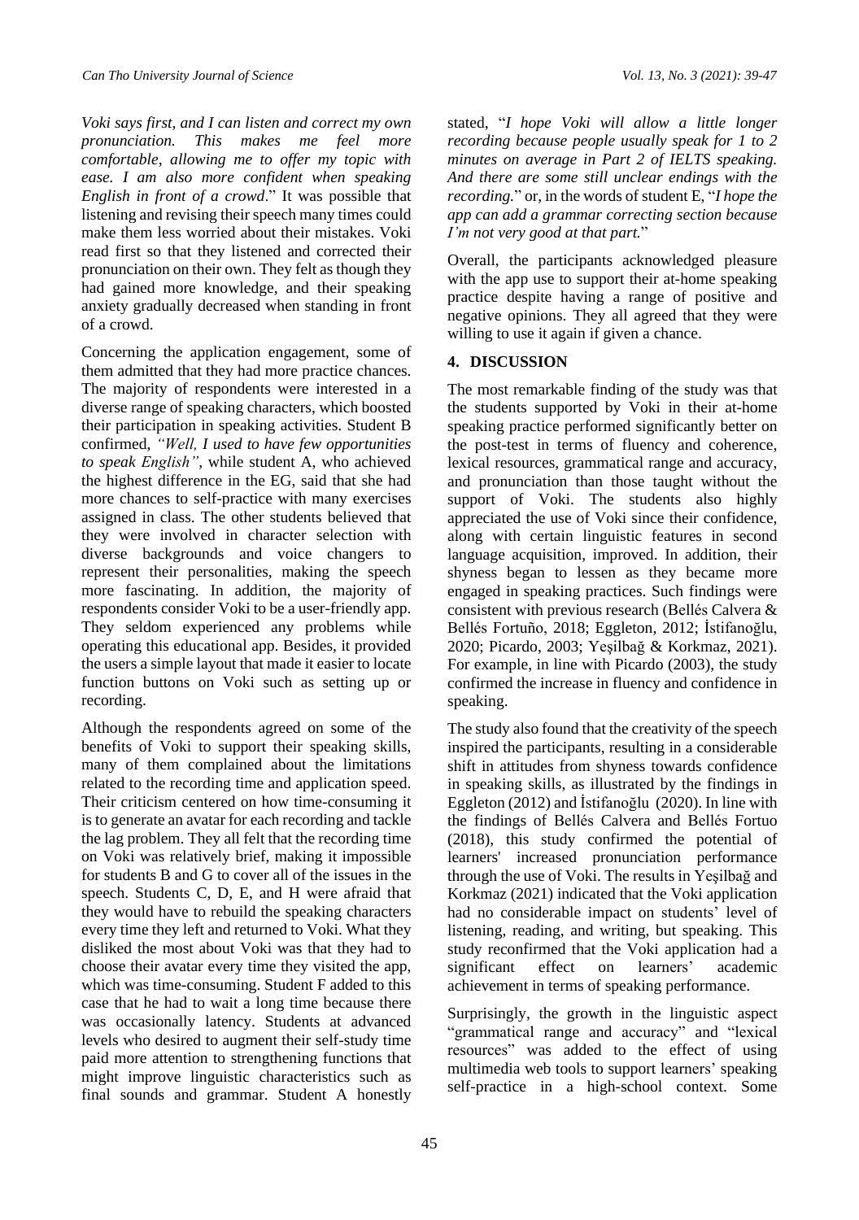*Voki says first, and I can listen and correct my own pronunciation. This makes me feel more comfortable, allowing me to offer my topic with ease. I am also more confident when speaking English in front of a crowd*." It was possible that listening and revising their speech many times could make them less worried about their mistakes. Voki read first so that they listened and corrected their pronunciation on their own. They felt as though they had gained more knowledge, and their speaking anxiety gradually decreased when standing in front of a crowd.

Concerning the application engagement, some of them admitted that they had more practice chances. The majority of respondents were interested in a diverse range of speaking characters, which boosted their participation in speaking activities. Student B confirmed, *"Well, I used to have few opportunities to speak English"*, while student A, who achieved the highest difference in the EG, said that she had more chances to self-practice with many exercises assigned in class. The other students believed that they were involved in character selection with diverse backgrounds and voice changers to represent their personalities, making the speech more fascinating. In addition, the majority of respondents consider Voki to be a user-friendly app. They seldom experienced any problems while operating this educational app. Besides, it provided the users a simple layout that made it easier to locate function buttons on Voki such as setting up or recording.

Although the respondents agreed on some of the benefits of Voki to support their speaking skills, many of them complained about the limitations related to the recording time and application speed. Their criticism centered on how time-consuming it is to generate an avatar for each recording and tackle the lag problem. They all felt that the recording time on Voki was relatively brief, making it impossible for students B and G to cover all of the issues in the speech. Students C, D, E, and H were afraid that they would have to rebuild the speaking characters every time they left and returned to Voki. What they disliked the most about Voki was that they had to choose their avatar every time they visited the app, which was time-consuming. Student F added to this case that he had to wait a long time because there was occasionally latency. Students at advanced levels who desired to augment their self-study time paid more attention to strengthening functions that might improve linguistic characteristics such as final sounds and grammar. Student A honestly stated, "*I hope Voki will allow a little longer recording because people usually speak for 1 to 2 minutes on average in Part 2 of IELTS speaking. And there are some still unclear endings with the recording.*" or, in the words of student E, "*I hope the app can add a grammar correcting section because I'm not very good at that part.*"

Overall, the participants acknowledged pleasure with the app use to support their at-home speaking practice despite having a range of positive and negative opinions. They all agreed that they were willing to use it again if given a chance.

## 4. DISCUSSION

The most remarkable finding of the study was that the students supported by Voki in their at-home speaking practice performed significantly better on the post-test in terms of fluency and coherence, lexical resources, grammatical range and accuracy, and pronunciation than those taught without the support of Voki. The students also highly appreciated the use of Voki since their confidence, along with certain linguistic features in second language acquisition, improved. In addition, their shyness began to lessen as they became more engaged in speaking practices. Such findings were consistent with previous research (Bellés Calvera & Bellés Fortuño, 2018; Eggleton, 2012; İstifanoğlu, 2020; Picardo, 2003; Yeşilbağ & Korkmaz, 2021). For example, in line with Picardo (2003), the study confirmed the increase in fluency and confidence in speaking.

The study also found that the creativity of the speech inspired the participants, resulting in a considerable shift in attitudes from shyness towards confidence in speaking skills, as illustrated by the findings in Eggleton (2012) and İstifanoğlu (2020). In line with the findings of Bellés Calvera and Bellés Fortuo (2018), this study confirmed the potential of learners' increased pronunciation performance through the use of Voki. The results in Yeşilbağ and Korkmaz (2021) indicated that the Voki application had no considerable impact on students' level of listening, reading, and writing, but speaking. This study reconfirmed that the Voki application had a significant effect on learners' academic achievement in terms of speaking performance.

Surprisingly, the growth in the linguistic aspect "grammatical range and accuracy" and "lexical resources" was added to the effect of using multimedia web tools to support learners' speaking self-practice in a high-school context. Some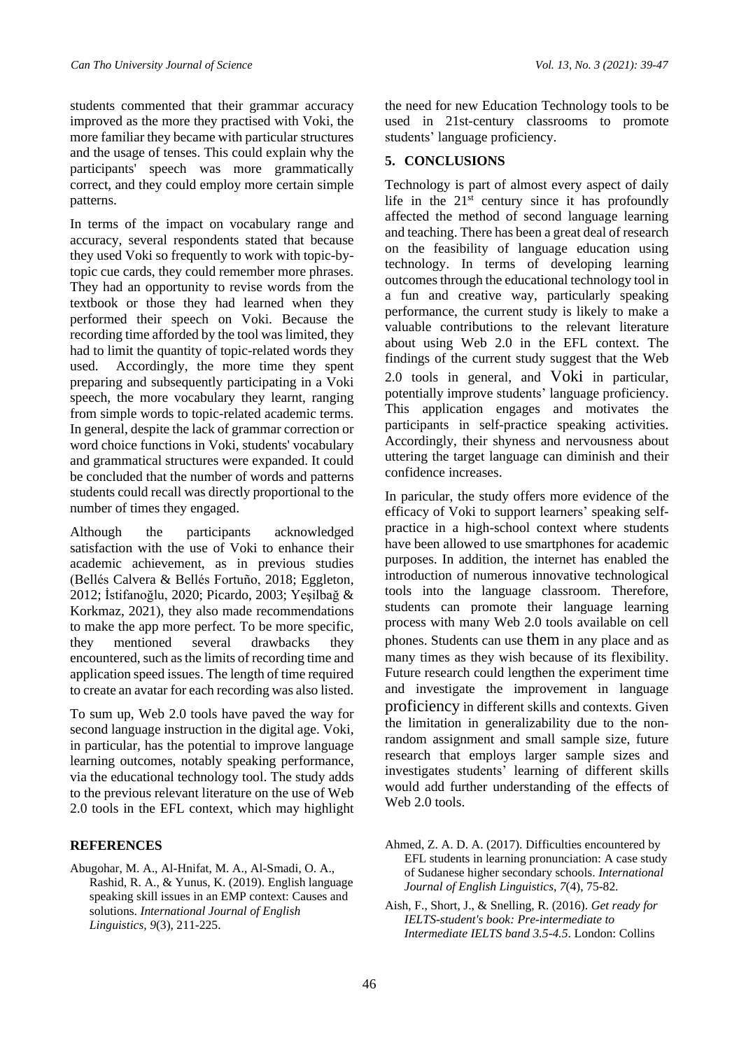students commented that their grammar accuracy improved as the more they practised with Voki, the more familiar they became with particular structures and the usage of tenses. This could explain why the participants' speech was more grammatically correct, and they could employ more certain simple patterns.

In terms of the impact on vocabulary range and accuracy, several respondents stated that because they used Voki so frequently to work with topic-by-topic cue cards, they could remember more phrases. They had an opportunity to revise words from the textbook or those they had learned when they performed their speech on Voki. Because the recording time afforded by the tool was limited, they had to limit the quantity of topic-related words they used. Accordingly, the more time they spent preparing and subsequently participating in a Voki speech, the more vocabulary they learnt, ranging from simple words to topic-related academic terms. In general, despite the lack of grammar correction or word choice functions in Voki, students' vocabulary and grammatical structures were expanded. It could be concluded that the number of words and patterns students could recall was directly proportional to the number of times they engaged.

Although the participants acknowledged satisfaction with the use of Voki to enhance their academic achievement, as in previous studies (Bellés Calvera & Bellés Fortuño, 2018; Eggleton, 2012; İstifanoğlu, 2020; Picardo, 2003; Yeşilbağ & Korkmaz, 2021), they also made recommendations to make the app more perfect. To be more specific, they mentioned several drawbacks they encountered, such as the limits of recording time and application speed issues. The length of time required to create an avatar for each recording was also listed.

To sum up, Web 2.0 tools have paved the way for second language instruction in the digital age. Voki, in particular, has the potential to improve language learning outcomes, notably speaking performance, via the educational technology tool. The study adds to the previous relevant literature on the use of Web 2.0 tools in the EFL context, which may highlight the need for new Education Technology tools to be used in 21st-century classrooms to promote students' language proficiency.

## 5. CONCLUSIONS

Technology is part of almost every aspect of daily life in the 21st century since it has profoundly affected the method of second language learning and teaching. There has been a great deal of research on the feasibility of language education using technology. In terms of developing learning outcomes through the educational technology tool in a fun and creative way, particularly speaking performance, the current study is likely to make a valuable contributions to the relevant literature about using Web 2.0 in the EFL context. The findings of the current study suggest that the Web 2.0 tools in general, and Voki in particular, potentially improve students' language proficiency. This application engages and motivates the participants in self-practice speaking activities. Accordingly, their shyness and nervousness about uttering the target language can diminish and their confidence increases.

In paricular, the study offers more evidence of the efficacy of Voki to support learners' speaking self-practice in a high-school context where students have been allowed to use smartphones for academic purposes. In addition, the internet has enabled the introduction of numerous innovative technological tools into the language classroom. Therefore, students can promote their language learning process with many Web 2.0 tools available on cell phones. Students can use them in any place and as many times as they wish because of its flexibility. Future research could lengthen the experiment time and investigate the improvement in language proficiency in different skills and contexts. Given the limitation in generalizability due to the non-random assignment and small sample size, future research that employs larger sample sizes and investigates students' learning of different skills would add further understanding of the effects of Web 2.0 tools.

## REFERENCES

Abugohar, M. A., Al-Hnifat, M. A., Al-Smadi, O. A., Rashid, R. A., & Yunus, K. (2019). English language speaking skill issues in an EMP context: Causes and solutions. *International Journal of English Linguistics*, *9*(3), 211-225.

Ahmed, Z. A. D. A. (2017). Difficulties encountered by EFL students in learning pronunciation: A case study of Sudanese higher secondary schools. *International Journal of English Linguistics*, *7*(4), 75-82.

Aish, F., Short, J., & Snelling, R. (2016). *Get ready for IELTS-student's book: Pre-intermediate to Intermediate IELTS band 3.5-4.5*. London: Collins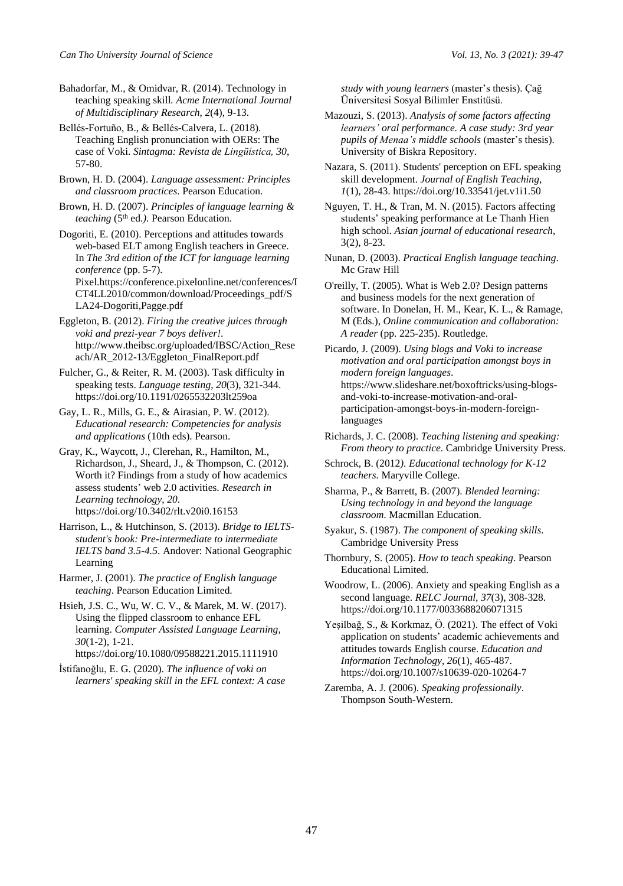Bahadorfar, M., & Omidvar, R. (2014). Technology in teaching speaking skill. *Acme International Journal of Multidisciplinary Research*, *2*(4), 9-13.

Bellés-Fortuño, B., & Bellés-Calvera, L. (2018). Teaching English pronunciation with OERs: The case of Voki. *Sintagma: Revista de Lingüística, 30*, 57-80.

Brown, H. D. (2004). *Language assessment: Principles and classroom practices*. Pearson Education.

Brown, H. D. (2007). *Principles of language learning & teaching* (5th ed.*).* Pearson Education.

Dogoriti, E. (2010). Perceptions and attitudes towards web-based ELT among English teachers in Greece. In *The 3rd edition of the ICT for language learning conference* (pp. 5-7). Pixel.https://conference.pixelonline.net/conferences/ICT4LL2010/common/download/Proceedings_pdf/SLA24-Dogoriti,Pagge.pdf

Eggleton, B. (2012). *Firing the creative juices through voki and prezi-year 7 boys deliver!*. http://www.theibsc.org/uploaded/IBSC/Action_Reseach/AR_2012-13/Eggleton_FinalReport.pdf

Fulcher, G., & Reiter, R. M. (2003). Task difficulty in speaking tests. *Language testing*, *20*(3), 321-344. https://doi.org/10.1191/0265532203lt259oa

Gay, L. R., Mills, G. E., & Airasian, P. W. (2012). *Educational research: Competencies for analysis and applications* (10th eds). Pearson.

Gray, K., Waycott, J., Clerehan, R., Hamilton, M., Richardson, J., Sheard, J., & Thompson, C. (2012). Worth it? Findings from a study of how academics assess students' web 2.0 activities. *Research in Learning technology*, *20*. https://doi.org/10.3402/rlt.v20i0.16153

Harrison, L., & Hutchinson, S. (2013). *Bridge to IELTS-student's book: Pre-intermediate to intermediate IELTS band 3.5-4.5*. Andover: National Geographic Learning

Harmer, J. (2001). *The practice of English language teaching*. Pearson Education Limited.

Hsieh, J.S. C., Wu, W. C. V., & Marek, M. W. (2017). Using the flipped classroom to enhance EFL learning. *Computer Assisted Language Learning*, *30*(1-2), 1-21. https://doi.org/10.1080/09588221.2015.1111910

İstifanoğlu, E. G. (2020). *The influence of voki on learners' speaking skill in the EFL context: A case study with young learners* (master's thesis). Çağ Üniversitesi Sosyal Bilimler Enstitüsü.

Mazouzi, S. (2013). *Analysis of some factors affecting learners' oral performance. A case study: 3rd year pupils of Menaa's middle schools* (master's thesis). University of Biskra Repository.

Nazara, S. (2011). Students' perception on EFL speaking skill development. *Journal of English Teaching*, *1*(1), 28-43. https://doi.org/10.33541/jet.v1i1.50

Nguyen, T. H., & Tran, M. N. (2015). Factors affecting students' speaking performance at Le Thanh Hien high school. *Asian journal of educational research*, 3(2), 8-23.

Nunan, D. (2003). *Practical English language teaching*. Mc Graw Hill

O'reilly, T. (2005). What is Web 2.0? Design patterns and business models for the next generation of software. In Donelan, H. M., Kear, K. L., & Ramage, M (Eds.), *Online communication and collaboration: A reader* (pp. 225-235). Routledge.

Picardo, J. (2009). *Using blogs and Voki to increase motivation and oral participation amongst boys in modern foreign languages*. https://www.slideshare.net/boxoftricks/using-blogs-and-voki-to-increase-motivation-and-oral-participation-amongst-boys-in-modern-foreign-languages

Richards, J. C. (2008). *Teaching listening and speaking: From theory to practice.* Cambridge University Press.

Schrock, B. (2012*). Educational technology for K-12 teachers.* Maryville College.

Sharma, P., & Barrett, B. (2007). *Blended learning: Using technology in and beyond the language classroom*. Macmillan Education.

Syakur, S. (1987). *The component of speaking skills*. Cambridge University Press

Thornbury, S. (2005). *How to teach speaking*. Pearson Educational Limited.

Woodrow, L. (2006). Anxiety and speaking English as a second language. *RELC Journal, 37*(3), 308-328. https://doi.org/10.1177/0033688206071315

Yeşilbağ, S., & Korkmaz, Ö. (2021). The effect of Voki application on students' academic achievements and attitudes towards English course. *Education and Information Technology*, *26*(1), 465-487. https://doi.org/10.1007/s10639-020-10264-7

Zaremba, A. J. (2006). *Speaking professionally*. Thompson South-Western.